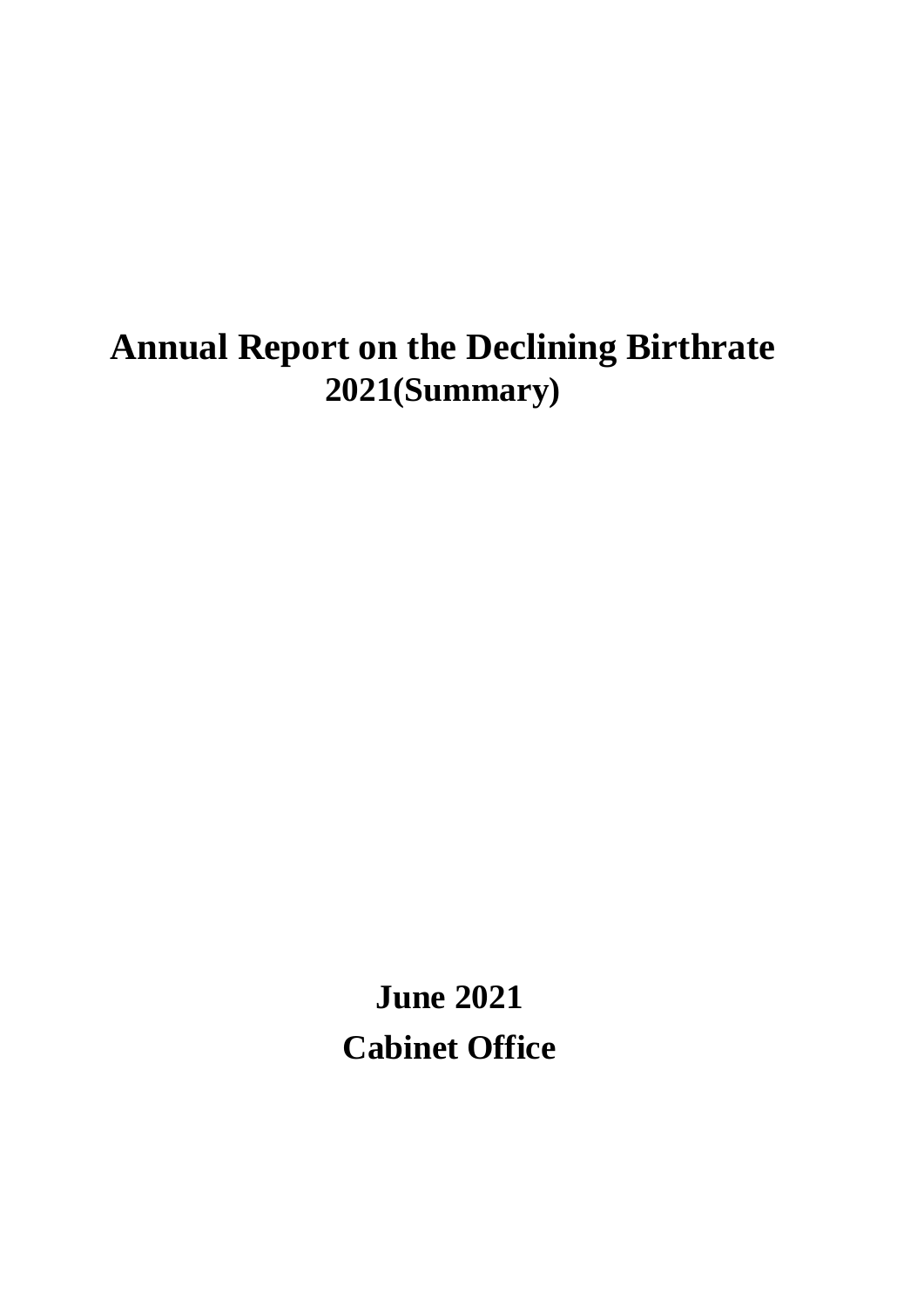# Annual Report on the Declining Birthrate 2021(Summary)

**June 2021**

**Cabinet Office**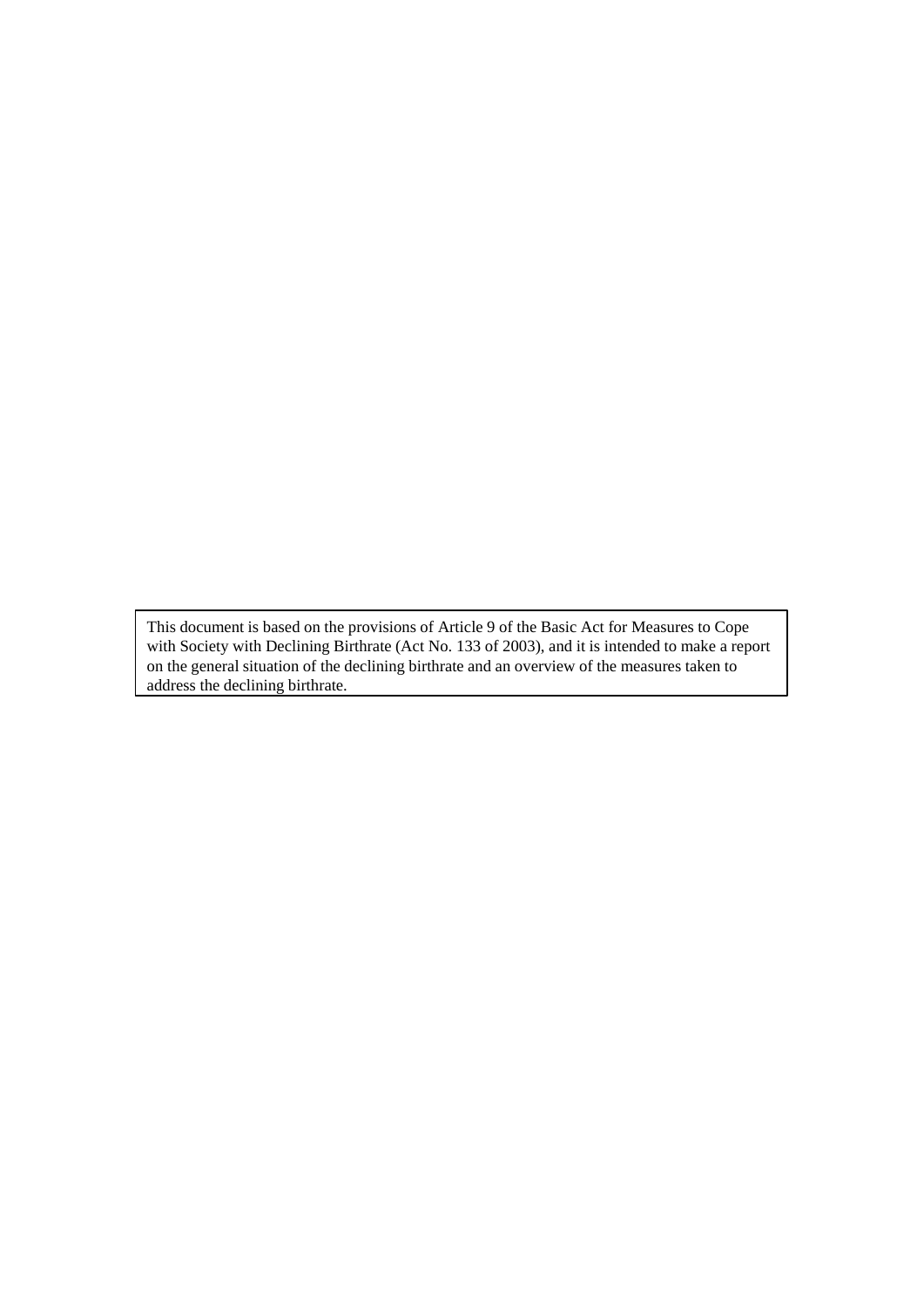This document is based on the provisions of Article 9 of the Basic Act for Measures to Cope with Society with Declining Birthrate (Act No. 133 of 2003), and it is intended to make a report on the general situation of the declining birthrate and an overview of the measures taken to address the declining birthrate.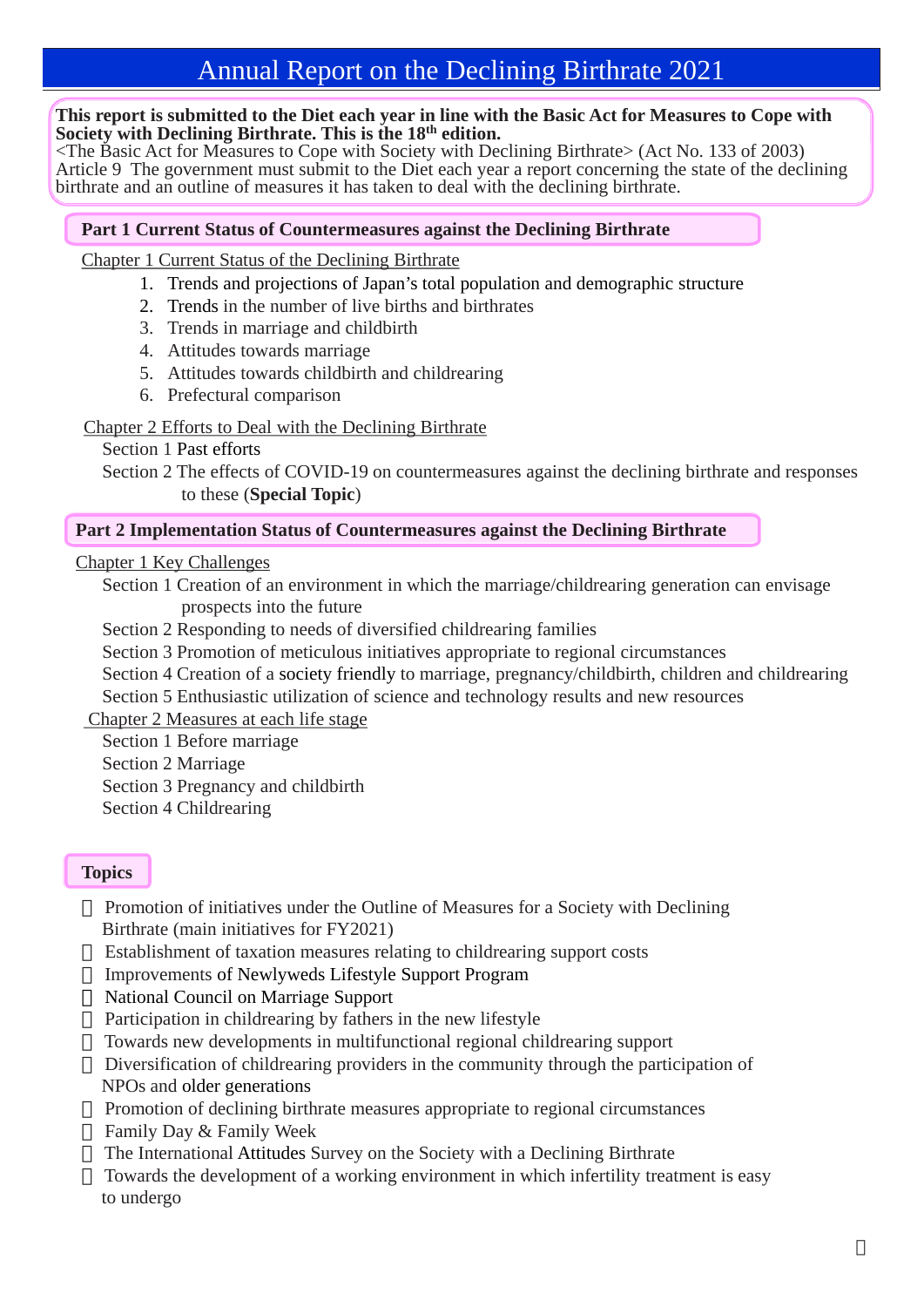# Annual Report on the Declining Birthrate 2021

**This report is submitted to the Diet each year in line with the Basic Act for Measures to Cope with Society with Declining Birthrate. This is the 18th edition.**
<The Basic Act for Measures to Cope with Society with Declining Birthrate> (Act No. 133 of 2003)
Article 9 The government must submit to the Diet each year a report concerning the state of the declining birthrate and an outline of measures it has taken to deal with the declining birthrate.

## Part 1 Current Status of Countermeasures against the Declining Birthrate

### Chapter 1 Current Status of the Declining Birthrate

1. Trends and projections of Japan's total population and demographic structure
2. Trends in the number of live births and birthrates
3. Trends in marriage and childbirth
4. Attitudes towards marriage
5. Attitudes towards childbirth and childrearing
6. Prefectural comparison

### Chapter 2 Efforts to Deal with the Declining Birthrate

Section 1 Past efforts
Section 2 The effects of COVID-19 on countermeasures against the declining birthrate and responses to these (**Special Topic**)

## Part 2 Implementation Status of Countermeasures against the Declining Birthrate

### Chapter 1 Key Challenges

Section 1 Creation of an environment in which the marriage/childrearing generation can envisage prospects into the future
Section 2 Responding to needs of diversified childrearing families
Section 3 Promotion of meticulous initiatives appropriate to regional circumstances
Section 4 Creation of a society friendly to marriage, pregnancy/childbirth, children and childrearing
Section 5 Enthusiastic utilization of science and technology results and new resources

### Chapter 2 Measures at each life stage

Section 1 Before marriage
Section 2 Marriage
Section 3 Pregnancy and childbirth
Section 4 Childrearing

## Topics

- Promotion of initiatives under the Outline of Measures for a Society with Declining Birthrate (main initiatives for FY2021)
- Establishment of taxation measures relating to childrearing support costs
- Improvements of Newlyweds Lifestyle Support Program
- National Council on Marriage Support
- Participation in childrearing by fathers in the new lifestyle
- Towards new developments in multifunctional regional childrearing support
- Diversification of childrearing providers in the community through the participation of NPOs and older generations
- Promotion of declining birthrate measures appropriate to regional circumstances
- Family Day & Family Week
- The International Attitudes Survey on the Society with a Declining Birthrate
- Towards the development of a working environment in which infertility treatment is easy to undergo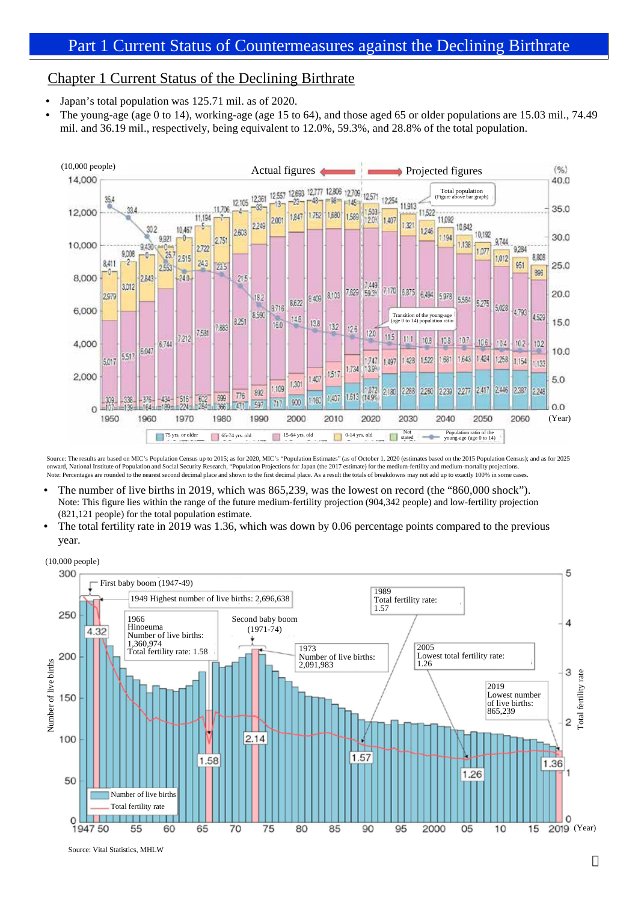# Part 1 Current Status of Countermeasures against the Declining Birthrate

## Chapter 1 Current Status of the Declining Birthrate

- Japan's total population was 125.71 mil. as of 2020.
- The young-age (age 0 to 14), working-age (age 15 to 64), and those aged 65 or older populations are 15.03 mil., 74.49 mil. and 36.19 mil., respectively, being equivalent to 12.0%, 59.3%, and 28.8% of the total population.

Source: The results are based on MIC's Population Census up to 2015; as for 2020, MIC's "Population Estimates" (as of October 1, 2020 (estimates based on the 2015 Population Census); and as for 2025 onward, National Institute of Population and Social Security Research, "Population Projections for Japan (the 2017 estimate) for the medium-fertility and medium-mortality projections.
Note: Percentages are rounded to the nearest second decimal place and shown to the first decimal place. As a result the totals of breakdowns may not add up to exactly 100% in some cases.

- The number of live births in 2019, which was 865,239, was the lowest on record (the "860,000 shock").
  Note: This figure lies within the range of the future medium-fertility projection (904,342 people) and low-fertility projection (821,121 people) for the total population estimate.
- The total fertility rate in 2019 was 1.36, which was down by 0.06 percentage points compared to the previous year.

Source: Vital Statistics, MHLW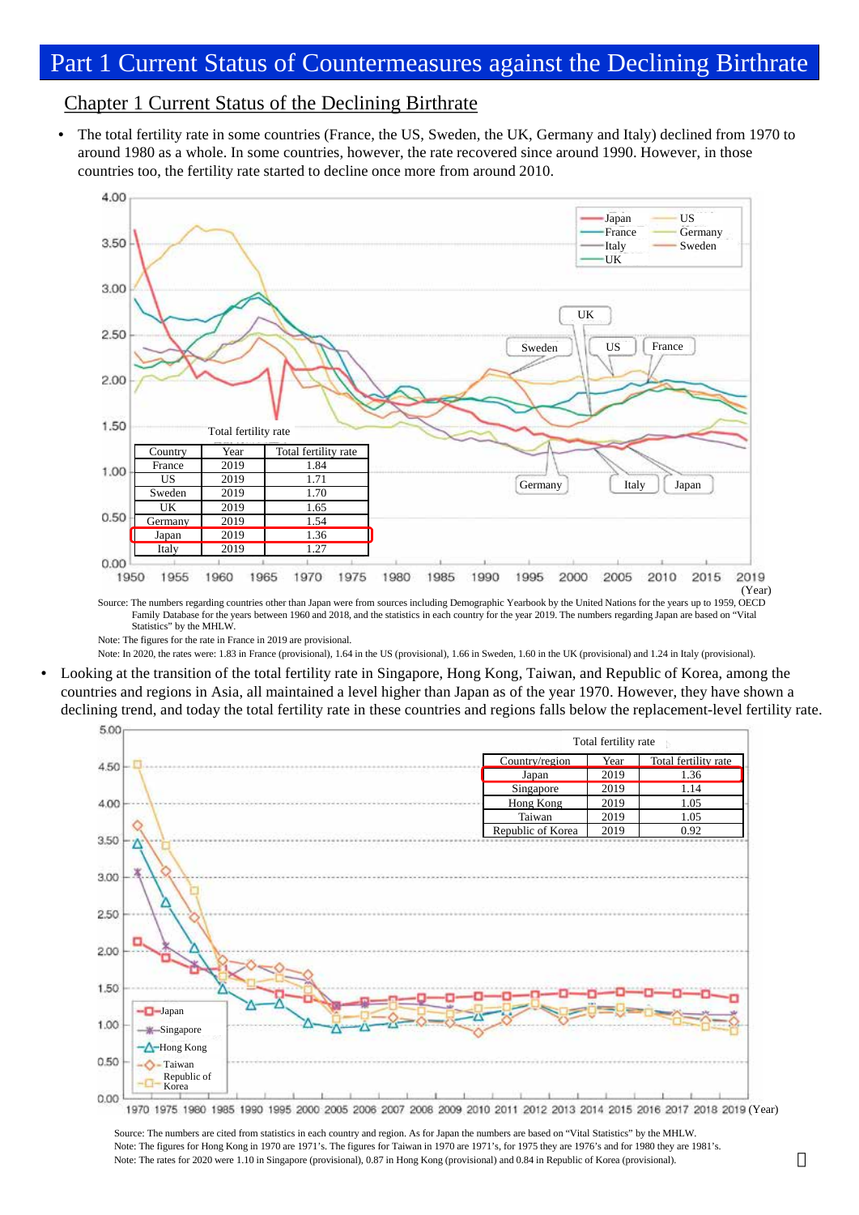# Part 1 Current Status of Countermeasures against the Declining Birthrate

## Chapter 1 Current Status of the Declining Birthrate

- The total fertility rate in some countries (France, the US, Sweden, the UK, Germany and Italy) declined from 1970 to around 1980 as a whole. In some countries, however, the rate recovered since around 1990. However, in those countries too, the fertility rate started to decline once more from around 2010.

Total fertility rate

| Country | Year | Total fertility rate |
|---|---|---|
| France | 2019 | 1.84 |
| US | 2019 | 1.71 |
| Sweden | 2019 | 1.70 |
| UK | 2019 | 1.65 |
| Germany | 2019 | 1.54 |
| Japan | 2019 | 1.36 |
| Italy | 2019 | 1.27 |

Source: The numbers regarding countries other than Japan were from sources including Demographic Yearbook by the United Nations for the years up to 1959, OECD Family Database for the years between 1960 and 2018, and the statistics in each country for the year 2019. The numbers regarding Japan are based on "Vital Statistics" by the MHLW.

Note: The figures for the rate in France in 2019 are provisional.

Note: In 2020, the rates were: 1.83 in France (provisional), 1.64 in the US (provisional), 1.66 in Sweden, 1.60 in the UK (provisional) and 1.24 in Italy (provisional).

- Looking at the transition of the total fertility rate in Singapore, Hong Kong, Taiwan, and Republic of Korea, among the countries and regions in Asia, all maintained a level higher than Japan as of the year 1970. However, they have shown a declining trend, and today the total fertility rate in these countries and regions falls below the replacement-level fertility rate.

Total fertility rate

| Country/region | Year | Total fertility rate |
|---|---|---|
| Japan | 2019 | 1.36 |
| Singapore | 2019 | 1.14 |
| Hong Kong | 2019 | 1.05 |
| Taiwan | 2019 | 1.05 |
| Republic of Korea | 2019 | 0.92 |

Source: The numbers are cited from statistics in each country and region. As for Japan the numbers are based on "Vital Statistics" by the MHLW.

Note: The figures for Hong Kong in 1970 are 1971's. The figures for Taiwan in 1970 are 1971's, for 1975 they are 1976's and for 1980 they are 1981's.

Note: The rates for 2020 were 1.10 in Singapore (provisional), 0.87 in Hong Kong (provisional) and 0.84 in Republic of Korea (provisional).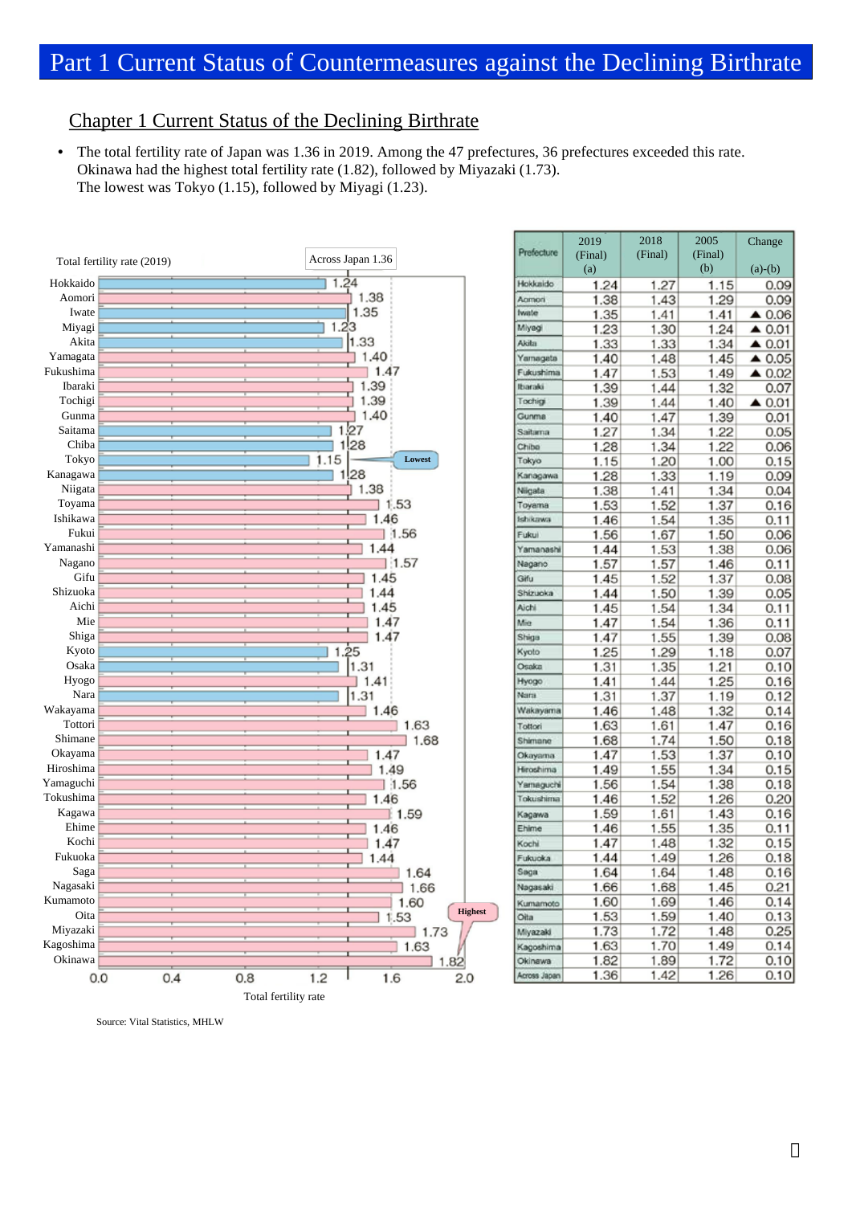# Part 1 Current Status of Countermeasures against the Declining Birthrate

## Chapter 1 Current Status of the Declining Birthrate

- The total fertility rate of Japan was 1.36 in 2019. Among the 47 prefectures, 36 prefectures exceeded this rate. Okinawa had the highest total fertility rate (1.82), followed by Miyazaki (1.73). The lowest was Tokyo (1.15), followed by Miyagi (1.23).

Total fertility rate (2019) — Across Japan 1.36

| Prefecture | 2019 (Final) (a) | 2018 (Final) | 2005 (Final) (b) | Change (a)-(b) |
|---|---|---|---|---|
| Hokkaido | 1.24 | 1.27 | 1.15 | 0.09 |
| Aomori | 1.38 | 1.43 | 1.29 | 0.09 |
| Iwate | 1.35 | 1.41 | 1.41 | ▲ 0.06 |
| Miyagi | 1.23 | 1.30 | 1.24 | ▲ 0.01 |
| Akita | 1.33 | 1.33 | 1.34 | ▲ 0.01 |
| Yamagata | 1.40 | 1.48 | 1.45 | ▲ 0.05 |
| Fukushima | 1.47 | 1.53 | 1.49 | ▲ 0.02 |
| Ibaraki | 1.39 | 1.44 | 1.32 | 0.07 |
| Tochigi | 1.39 | 1.44 | 1.40 | ▲ 0.01 |
| Gunma | 1.40 | 1.47 | 1.39 | 0.01 |
| Saitama | 1.27 | 1.34 | 1.22 | 0.05 |
| Chiba | 1.28 | 1.34 | 1.22 | 0.06 |
| Tokyo | 1.15 | 1.20 | 1.00 | 0.15 |
| Kanagawa | 1.28 | 1.33 | 1.19 | 0.09 |
| Niigata | 1.38 | 1.41 | 1.34 | 0.04 |
| Toyama | 1.53 | 1.52 | 1.37 | 0.16 |
| Ishikawa | 1.46 | 1.54 | 1.35 | 0.11 |
| Fukui | 1.56 | 1.67 | 1.50 | 0.06 |
| Yamanashi | 1.44 | 1.53 | 1.38 | 0.06 |
| Nagano | 1.57 | 1.57 | 1.46 | 0.11 |
| Gifu | 1.45 | 1.52 | 1.37 | 0.08 |
| Shizuoka | 1.44 | 1.50 | 1.39 | 0.05 |
| Aichi | 1.45 | 1.54 | 1.34 | 0.11 |
| Mie | 1.47 | 1.54 | 1.36 | 0.11 |
| Shiga | 1.47 | 1.55 | 1.39 | 0.08 |
| Kyoto | 1.25 | 1.29 | 1.18 | 0.07 |
| Osaka | 1.31 | 1.35 | 1.21 | 0.10 |
| Hyogo | 1.41 | 1.44 | 1.25 | 0.16 |
| Nara | 1.31 | 1.37 | 1.19 | 0.12 |
| Wakayama | 1.46 | 1.48 | 1.32 | 0.14 |
| Tottori | 1.63 | 1.61 | 1.47 | 0.16 |
| Shimane | 1.68 | 1.74 | 1.50 | 0.18 |
| Okayama | 1.47 | 1.53 | 1.37 | 0.10 |
| Hiroshima | 1.49 | 1.55 | 1.34 | 0.15 |
| Yamaguchi | 1.56 | 1.54 | 1.38 | 0.18 |
| Tokushima | 1.46 | 1.52 | 1.26 | 0.20 |
| Kagawa | 1.59 | 1.61 | 1.43 | 0.16 |
| Ehime | 1.46 | 1.55 | 1.35 | 0.11 |
| Kochi | 1.47 | 1.48 | 1.32 | 0.15 |
| Fukuoka | 1.44 | 1.49 | 1.26 | 0.18 |
| Saga | 1.64 | 1.64 | 1.48 | 0.16 |
| Nagasaki | 1.66 | 1.68 | 1.45 | 0.21 |
| Kumamoto | 1.60 | 1.69 | 1.46 | 0.14 |
| Oita | 1.53 | 1.59 | 1.40 | 0.13 |
| Miyazaki | 1.73 | 1.72 | 1.48 | 0.25 |
| Kagoshima | 1.63 | 1.70 | 1.49 | 0.14 |
| Okinawa | 1.82 | 1.89 | 1.72 | 0.10 |
| Across Japan | 1.36 | 1.42 | 1.26 | 0.10 |

Source: Vital Statistics, MHLW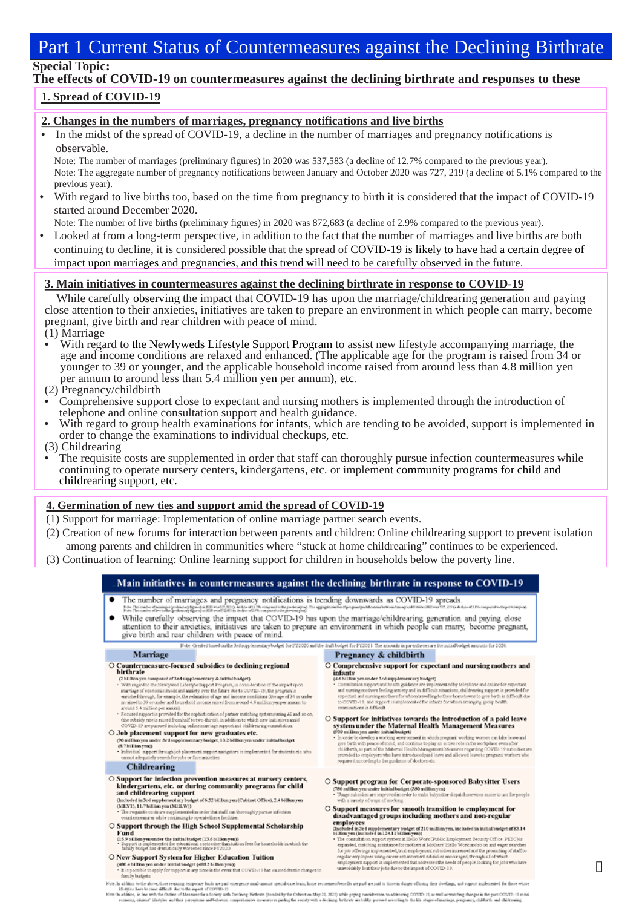# Part 1 Current Status of Countermeasures against the Declining Birthrate

**Special Topic:**
**The effects of COVID-19 on countermeasures against the declining birthrate and responses to these**

## 1. Spread of COVID-19

## 2. Changes in the numbers of marriages, pregnancy notifications and live births

- In the midst of the spread of COVID-19, a decline in the number of marriages and pregnancy notifications is observable.

  Note: The number of marriages (preliminary figures) in 2020 was 537,583 (a decline of 12.7% compared to the previous year).
  Note: The aggregate number of pregnancy notifications between January and October 2020 was 727, 219 (a decline of 5.1% compared to the previous year).
- With regard to live births too, based on the time from pregnancy to birth it is considered that the impact of COVID-19 started around December 2020.

  Note: The number of live births (preliminary figures) in 2020 was 872,683 (a decline of 2.9% compared to the previous year).
- Looked at from a long-term perspective, in addition to the fact that the number of marriages and live births are both continuing to decline, it is considered possible that the spread of COVID-19 is likely to have had a certain degree of impact upon marriages and pregnancies, and this trend will need to be carefully observed in the future.

## 3. Main initiatives in countermeasures against the declining birthrate in response to COVID-19

While carefully observing the impact that COVID-19 has upon the marriage/childrearing generation and paying close attention to their anxieties, initiatives are taken to prepare an environment in which people can marry, become pregnant, give birth and rear children with peace of mind.

(1) Marriage
- With regard to the Newlyweds Lifestyle Support Program to assist new lifestyle accompanying marriage, the age and income conditions are relaxed and enhanced. (The applicable age for the program is raised from 34 or younger to 39 or younger, and the applicable household income raised from around less than 4.8 million yen per annum to around less than 5.4 million yen per annum), etc.

(2) Pregnancy/childbirth
- Comprehensive support close to expectant and nursing mothers is implemented through the introduction of telephone and online consultation support and health guidance.
- With regard to group health examinations for infants, which are tending to be avoided, support is implemented in order to change the examinations to individual checkups, etc.

(3) Childrearing
- The requisite costs are supplemented in order that staff can thoroughly pursue infection countermeasures while continuing to operate nursery centers, kindergartens, etc. or implement community programs for child and childrearing support, etc.

## 4. Germination of new ties and support amid the spread of COVID-19

(1) Support for marriage: Implementation of online marriage partner search events.
(2) Creation of new forums for interaction between parents and children: Online childrearing support to prevent isolation among parents and children in communities where “stuck at home childrearing” continues to be experienced.
(3) Continuation of learning: Online learning support for children in households below the poverty line.

### Main initiatives in countermeasures against the declining birthrate in response to COVID-19

- The number of marriages and pregnancy notifications is trending downwards as COVID-19 spreads.
- While carefully observing the impact that COVID-19 has upon the marriage/childrearing generation and paying close attention to their anxieties, initiatives are taken to prepare an environment in which people can marry, become pregnant, give birth and rear children with peace of mind.

Note: Created based on the 3rd supplementary budget for FY2020 and the draft budget for FY2021. The amounts in parentheses are the initial budget amounts for 2020.

**Marriage**

○ **Countermeasure-focused subsidies to declining regional birthrate**
(2 billion yen composed of 3rd supplementary & initial budget)
- With regard to the Newlywed Lifestyle Support Program, in consideration of the impact upon marriage of economic shock and anxiety over the future due to COVID-19, the program is enriched through, for example, the relaxation of age and income conditions (the age of 34 or under is raised to 39 or under and household income raised from around 4.8 million yen per annum to around 5.4 million yen per annum).
- Focused support is provided for the sophistication of partner matching systems using AI and so on, (the subsidy rate is raised from half to two-thirds), in addition to which new initiatives amid COVID-19 are pursued including online marriage support and childrearing consultation.

○ **Job placement support for new graduates etc.**
(90 million yen under 3rd supplementary budget, 10.2 billion yen under initial budget (8.7 billion yen))
- Individual support through job placement support navigators is implemented for students etc. who cannot adequately search for jobs or face anxieties.

**Childrearing**

○ **Support for infection prevention measures at nursery centers, kindergartens, etc. or during community programs for child and childrearing support**
(Included in 3rd supplementary budget of 6.52 billion yen (Cabinet Office), 2.4 billion yen (MEXT), 11.7 billion yen (MHLW))
- The requisite costs are supplemented in order that staff can thoroughly pursue infection countermeasures while continuing to operate these facilities.

○ **Support through the High School Supplemental Scholarship Fund**
(15.9 billion yen under the initial budget (13.6 billion yen))
- Support is implemented for educational costs other than tuition fees for households in which the family budget has dramatically worsened since FY2020.

○ **New Support System for Higher Education Tuition**
(480.4 billion yen under initial budget (488.2 billion yen))
- It is possible to apply for support at any time in the event that COVID-19 has caused drastic changes to family budgets.

**Pregnancy & childbirth**

○ **Comprehensive support for expectant and nursing mothers and infants**
(4.6 billion yen under 3rd supplementary budget)
- Consultation support and health guidance are implemented by telephone and online for expectant and nursing mothers feeling anxiety and in difficult situations, childrearing support is provided for expectant and nursing mothers for whom travelling to their hometowns to give birth is difficult due to COVID-19, and support is implemented for infants for whom arranging group health examinations is difficult.

○ **Support for initiatives towards the introduction of a paid leave system under the Maternal Health Management Measures**
(500 million yen under initial budget)
- In order to develop a working environment in which pregnant working women can take leave and give birth with peace of mind, and continue to play an active role in the workplace even after childbirth, as part of the Maternal Health Management Measures regarding COVID-19 subsidies are provided to employers who have introduced paid leave and allowed leave to pregnant workers who require it according to the guidance of doctors etc.

○ **Support program for Corporate-sponsored Babysitter Users**
(780 million yen under initial budget (580 million yen))
- Usage subsidies are improved in order to make babysitter dispatch services easier to use for people with a variety of ways of working.

○ **Support measures for smooth transition to employment for disadvantaged groups including mothers and non-regular employees**
(Included in 3rd supplementary budget of 210 million yen, included in initial budget of 83.14 billion yen (included in 124.11 billion yen))
- The consultation support system at Hello Work (Public Employment Security Office: PESO) is expanded, matching assistance for mothers at Mothers' Hello Work and so on and eager searches for job offerings implemented, trial employment subsidies increased and the promoting of staff to regular employees using career enhancement subsidies encouraged, through all of which employment support is implemented that addresses the needs of people looking for jobs who have unavoidably lost their jobs due to the impact of COVID-19.

Note: In addition to the above, those requiring temporary funds are paid emergency small-amount special-care loans, home environment benefits are paid to those in danger of losing their dwellings, and support implemented for those whose lifestyles have become difficult due to the impact of COVID-19.
Note: In addition, in line with the Outline of Measures for a Society with Declining Birthrate (decided by the Cabinet on May 29, 2020) while paying consideration to addressing COVID-19, as well as watching changes in the post-COVID-19 social economy, citizens' lifestyles and their perceptions and behavior, comprehensive measures regarding the society with a declining birthrate are boldly pursued according to the life stages of marriage, pregnancy, childbirth and childrearing.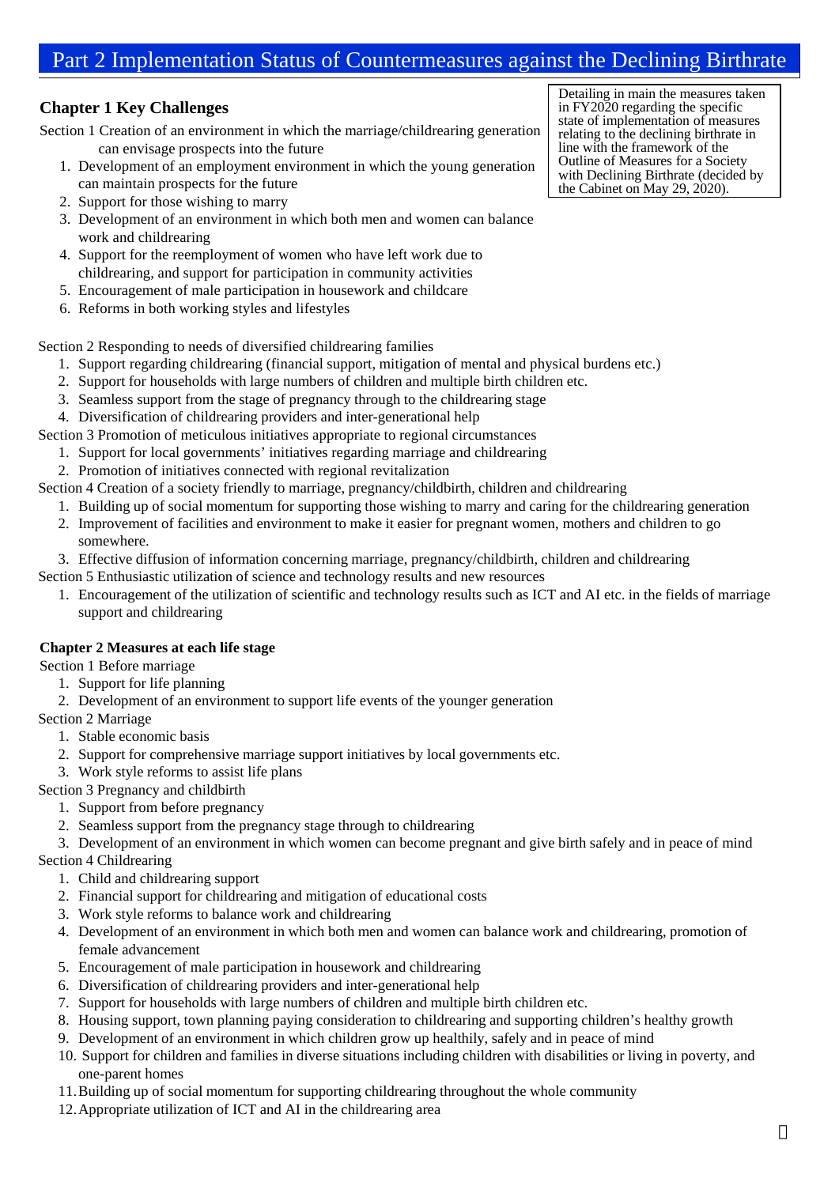# Part 2 Implementation Status of Countermeasures against the Declining Birthrate

Detailing in main the measures taken in FY2020 regarding the specific state of implementation of measures relating to the declining birthrate in line with the framework of the Outline of Measures for a Society with Declining Birthrate (decided by the Cabinet on May 29, 2020).

## Chapter 1 Key Challenges

Section 1 Creation of an environment in which the marriage/childrearing generation can envisage prospects into the future

1. Development of an employment environment in which the young generation can maintain prospects for the future
2. Support for those wishing to marry
3. Development of an environment in which both men and women can balance work and childrearing
4. Support for the reemployment of women who have left work due to childrearing, and support for participation in community activities
5. Encouragement of male participation in housework and childcare
6. Reforms in both working styles and lifestyles

Section 2 Responding to needs of diversified childrearing families

1. Support regarding childrearing (financial support, mitigation of mental and physical burdens etc.)
2. Support for households with large numbers of children and multiple birth children etc.
3. Seamless support from the stage of pregnancy through to the childrearing stage
4. Diversification of childrearing providers and inter-generational help

Section 3 Promotion of meticulous initiatives appropriate to regional circumstances

1. Support for local governments' initiatives regarding marriage and childrearing
2. Promotion of initiatives connected with regional revitalization

Section 4 Creation of a society friendly to marriage, pregnancy/childbirth, children and childrearing

1. Building up of social momentum for supporting those wishing to marry and caring for the childrearing generation
2. Improvement of facilities and environment to make it easier for pregnant women, mothers and children to go somewhere.
3. Effective diffusion of information concerning marriage, pregnancy/childbirth, children and childrearing

Section 5 Enthusiastic utilization of science and technology results and new resources

1. Encouragement of the utilization of scientific and technology results such as ICT and AI etc. in the fields of marriage support and childrearing

## Chapter 2 Measures at each life stage

Section 1 Before marriage

1. Support for life planning
2. Development of an environment to support life events of the younger generation

Section 2 Marriage

1. Stable economic basis
2. Support for comprehensive marriage support initiatives by local governments etc.
3. Work style reforms to assist life plans

Section 3 Pregnancy and childbirth

1. Support from before pregnancy
2. Seamless support from the pregnancy stage through to childrearing
3. Development of an environment in which women can become pregnant and give birth safely and in peace of mind

Section 4 Childrearing

1. Child and childrearing support
2. Financial support for childrearing and mitigation of educational costs
3. Work style reforms to balance work and childrearing
4. Development of an environment in which both men and women can balance work and childrearing, promotion of female advancement
5. Encouragement of male participation in housework and childrearing
6. Diversification of childrearing providers and inter-generational help
7. Support for households with large numbers of children and multiple birth children etc.
8. Housing support, town planning paying consideration to childrearing and supporting children's healthy growth
9. Development of an environment in which children grow up healthily, safely and in peace of mind
10. Support for children and families in diverse situations including children with disabilities or living in poverty, and one-parent homes
11. Building up of social momentum for supporting childrearing throughout the whole community
12. Appropriate utilization of ICT and AI in the childrearing area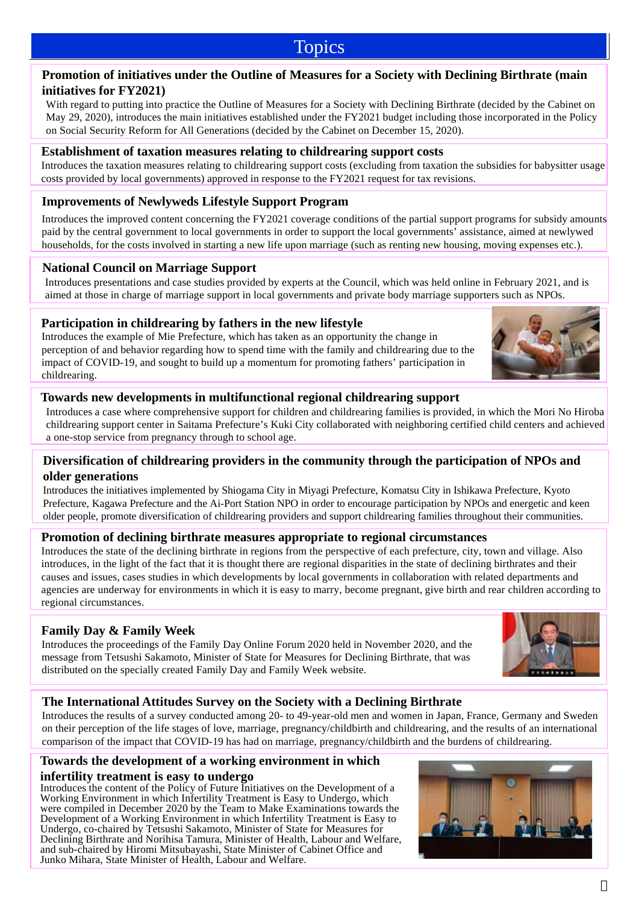# Topics

### Promotion of initiatives under the Outline of Measures for a Society with Declining Birthrate (main initiatives for FY2021)

With regard to putting into practice the Outline of Measures for a Society with Declining Birthrate (decided by the Cabinet on May 29, 2020), introduces the main initiatives established under the FY2021 budget including those incorporated in the Policy on Social Security Reform for All Generations (decided by the Cabinet on December 15, 2020).

### Establishment of taxation measures relating to childrearing support costs

Introduces the taxation measures relating to childrearing support costs (excluding from taxation the subsidies for babysitter usage costs provided by local governments) approved in response to the FY2021 request for tax revisions.

### Improvements of Newlyweds Lifestyle Support Program

Introduces the improved content concerning the FY2021 coverage conditions of the partial support programs for subsidy amounts paid by the central government to local governments in order to support the local governments' assistance, aimed at newlywed households, for the costs involved in starting a new life upon marriage (such as renting new housing, moving expenses etc.).

### National Council on Marriage Support

Introduces presentations and case studies provided by experts at the Council, which was held online in February 2021, and is aimed at those in charge of marriage support in local governments and private body marriage supporters such as NPOs.

### Participation in childrearing by fathers in the new lifestyle

Introduces the example of Mie Prefecture, which has taken as an opportunity the change in perception of and behavior regarding how to spend time with the family and childrearing due to the impact of COVID-19, and sought to build up a momentum for promoting fathers' participation in childrearing.

### Towards new developments in multifunctional regional childrearing support

Introduces a case where comprehensive support for children and childrearing families is provided, in which the Mori No Hiroba childrearing support center in Saitama Prefecture's Kuki City collaborated with neighboring certified child centers and achieved a one-stop service from pregnancy through to school age.

### Diversification of childrearing providers in the community through the participation of NPOs and older generations

Introduces the initiatives implemented by Shiogama City in Miyagi Prefecture, Komatsu City in Ishikawa Prefecture, Kyoto Prefecture, Kagawa Prefecture and the Ai-Port Station NPO in order to encourage participation by NPOs and energetic and keen older people, promote diversification of childrearing providers and support childrearing families throughout their communities.

### Promotion of declining birthrate measures appropriate to regional circumstances

Introduces the state of the declining birthrate in regions from the perspective of each prefecture, city, town and village. Also introduces, in the light of the fact that it is thought there are regional disparities in the state of declining birthrates and their causes and issues, cases studies in which developments by local governments in collaboration with related departments and agencies are underway for environments in which it is easy to marry, become pregnant, give birth and rear children according to regional circumstances.

### Family Day & Family Week

Introduces the proceedings of the Family Day Online Forum 2020 held in November 2020, and the message from Tetsushi Sakamoto, Minister of State for Measures for Declining Birthrate, that was distributed on the specially created Family Day and Family Week website.

### The International Attitudes Survey on the Society with a Declining Birthrate

Introduces the results of a survey conducted among 20- to 49-year-old men and women in Japan, France, Germany and Sweden on their perception of the life stages of love, marriage, pregnancy/childbirth and childrearing, and the results of an international comparison of the impact that COVID-19 has had on marriage, pregnancy/childbirth and the burdens of childrearing.

### Towards the development of a working environment in which infertility treatment is easy to undergo

Introduces the content of the Policy of Future Initiatives on the Development of a Working Environment in which Infertility Treatment is Easy to Undergo, which were compiled in December 2020 by the Team to Make Examinations towards the Development of a Working Environment in which Infertility Treatment is Easy to Undergo, co-chaired by Tetsushi Sakamoto, Minister of State for Measures for Declining Birthrate and Norihisa Tamura, Minister of Health, Labour and Welfare, and sub-chaired by Hiromi Mitsubayashi, State Minister of Cabinet Office and Junko Mihara, State Minister of Health, Labour and Welfare.